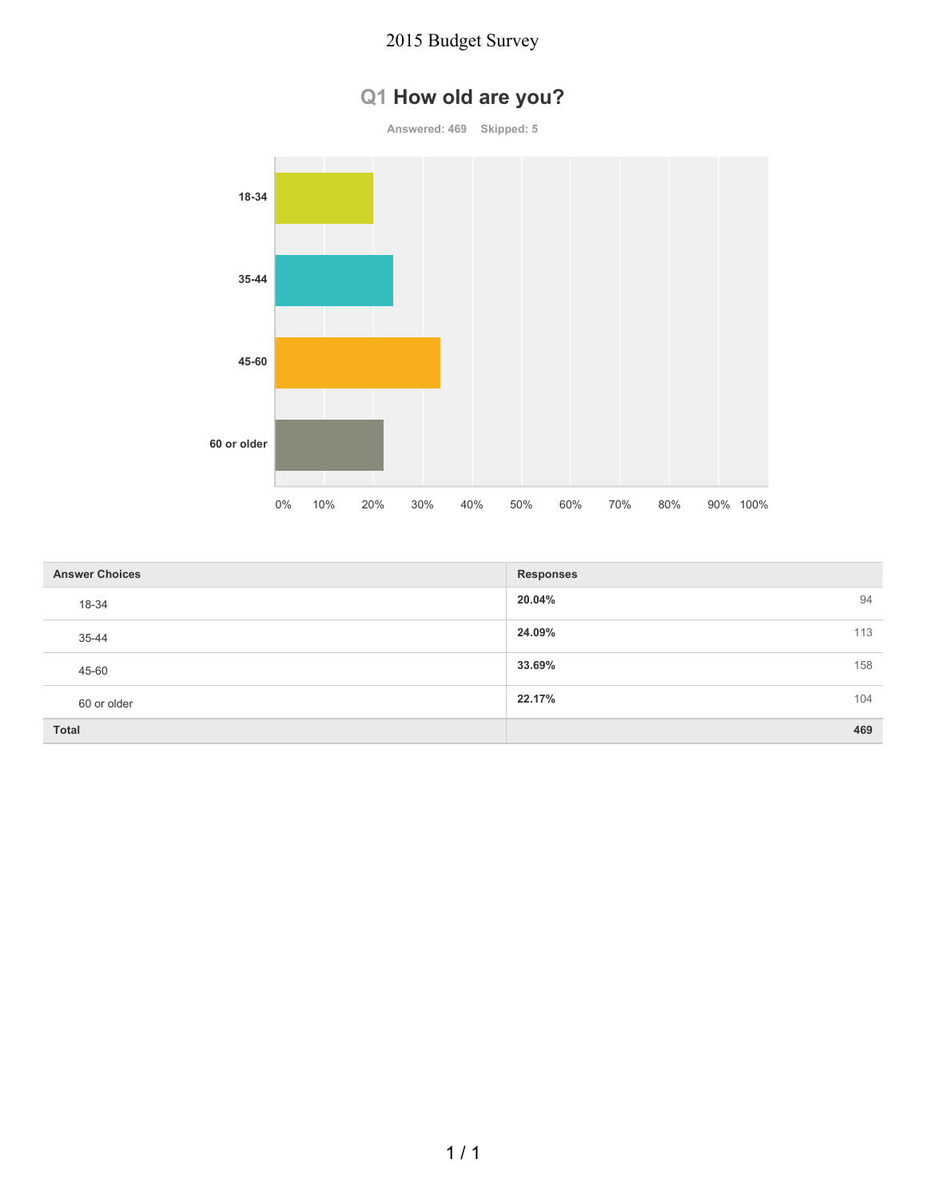# 2015 Budget Survey

## Q1 How old are you?

Answered: 469    Skipped: 5

| Answer Choices | Responses | |
|---|---|---|
| 18-34 | 20.04% | 94 |
| 35-44 | 24.09% | 113 |
| 45-60 | 33.69% | 158 |
| 60 or older | 22.17% | 104 |
| **Total** | | **469** |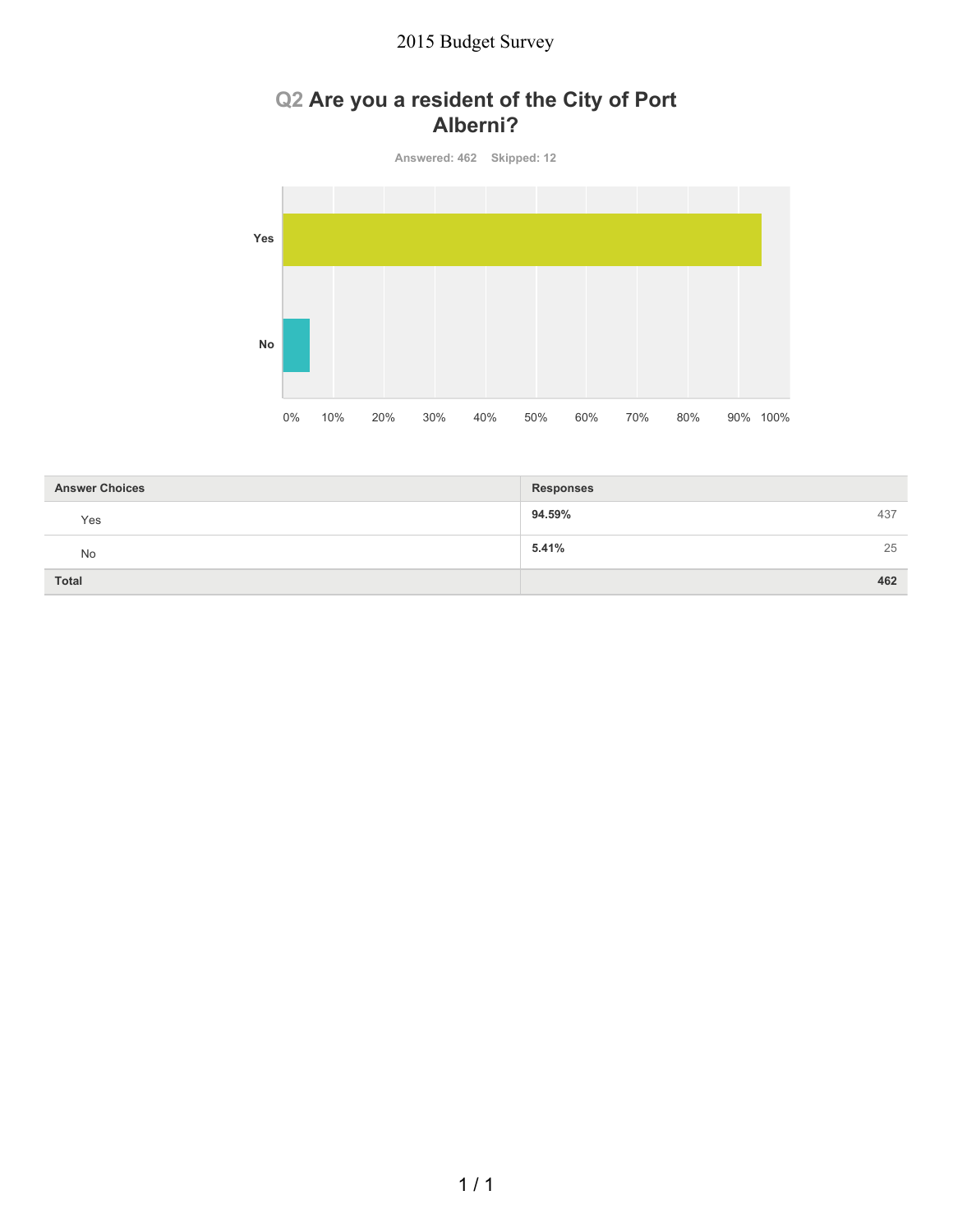## Q2 Are you a resident of the City of Port Alberni?

Answered: 462 Skipped: 12

| Answer Choices | Responses | |
|---|---|---|
| Yes | 94.59% | 437 |
| No | 5.41% | 25 |
| Total | | 462 |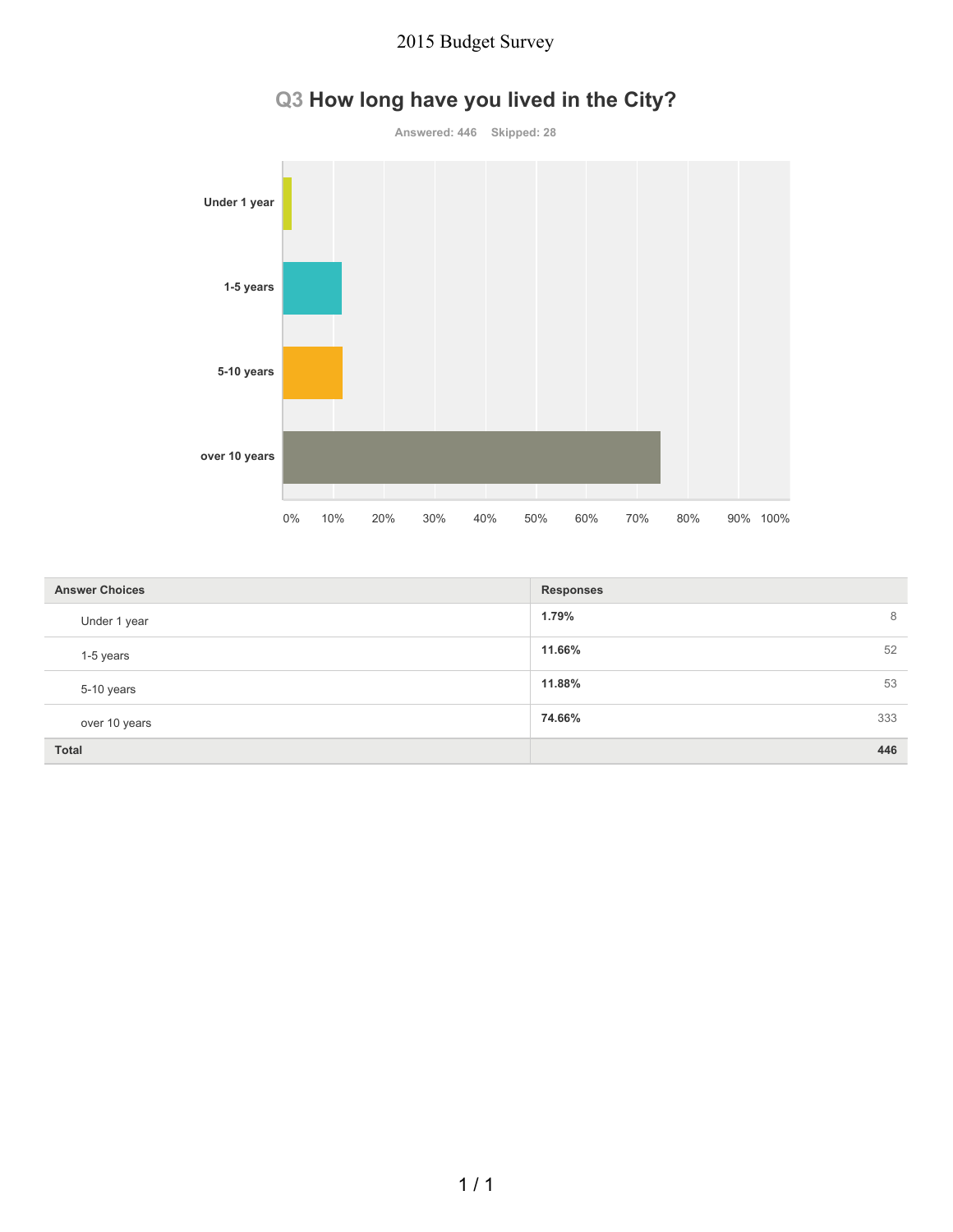## Q3 How long have you lived in the City?

Answered: 446 Skipped: 28

| Answer Choices | Responses | |
|---|---|---|
| Under 1 year | 1.79% | 8 |
| 1-5 years | 11.66% | 52 |
| 5-10 years | 11.88% | 53 |
| over 10 years | 74.66% | 333 |
| **Total** | | **446** |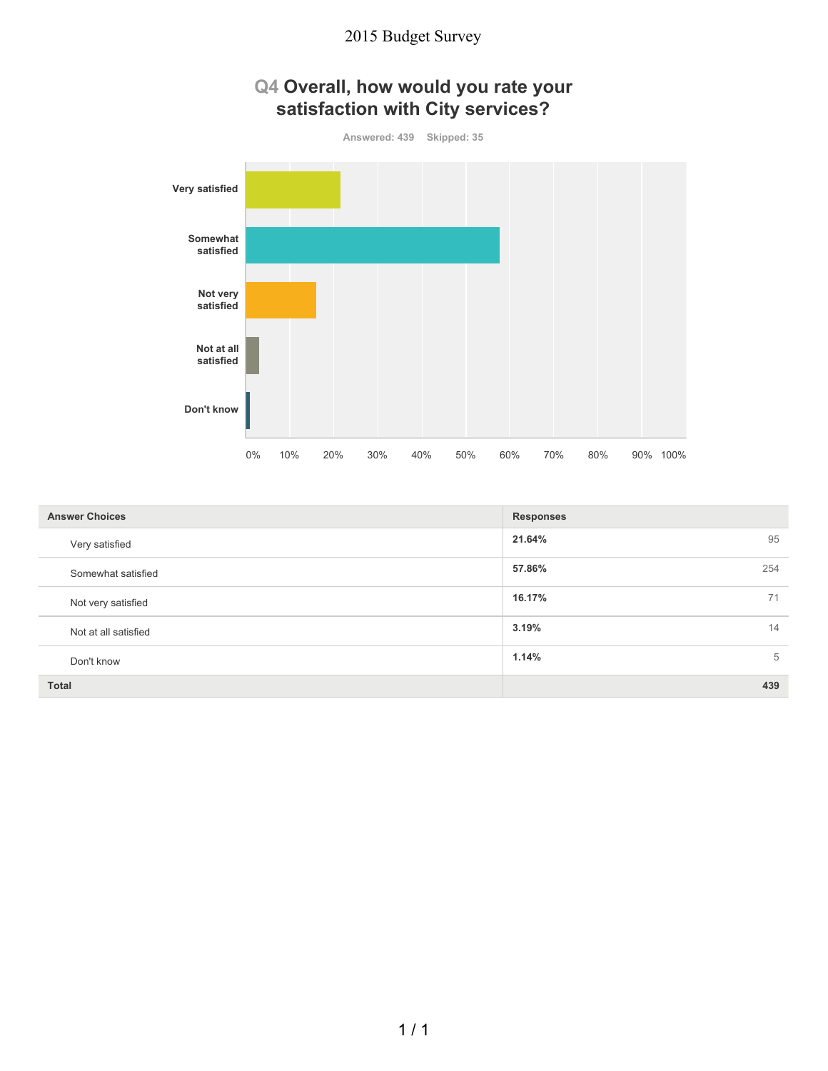## Q4 Overall, how would you rate your satisfaction with City services?

Answered: 439 Skipped: 35

| Answer Choices | Responses | |
|---|---|---|
| Very satisfied | 21.64% | 95 |
| Somewhat satisfied | 57.86% | 254 |
| Not very satisfied | 16.17% | 71 |
| Not at all satisfied | 3.19% | 14 |
| Don't know | 1.14% | 5 |
| **Total** | | **439** |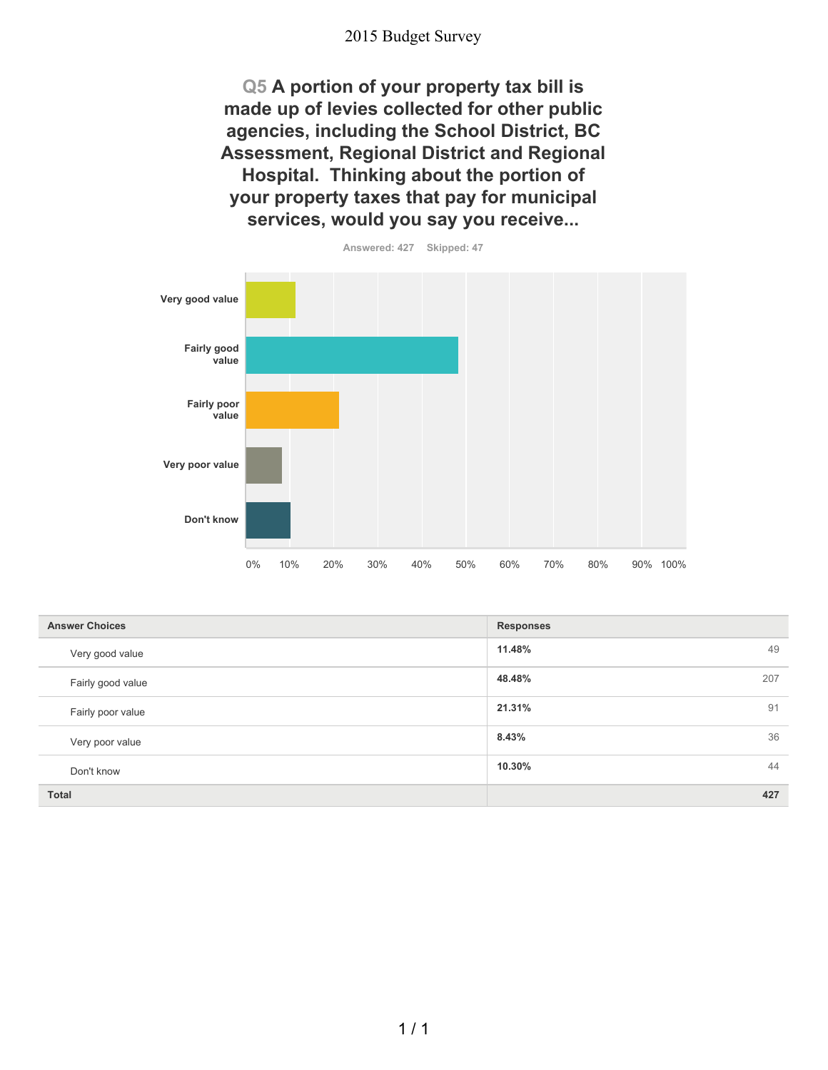# Q5 A portion of your property tax bill is made up of levies collected for other public agencies, including the School District, BC Assessment, Regional District and Regional Hospital. Thinking about the portion of your property taxes that pay for municipal services, would you say you receive...

Answered: 427 Skipped: 47

| Answer Choices | Responses | |
|---|---|---|
| Very good value | 11.48% | 49 |
| Fairly good value | 48.48% | 207 |
| Fairly poor value | 21.31% | 91 |
| Very poor value | 8.43% | 36 |
| Don't know | 10.30% | 44 |
| **Total** | | **427** |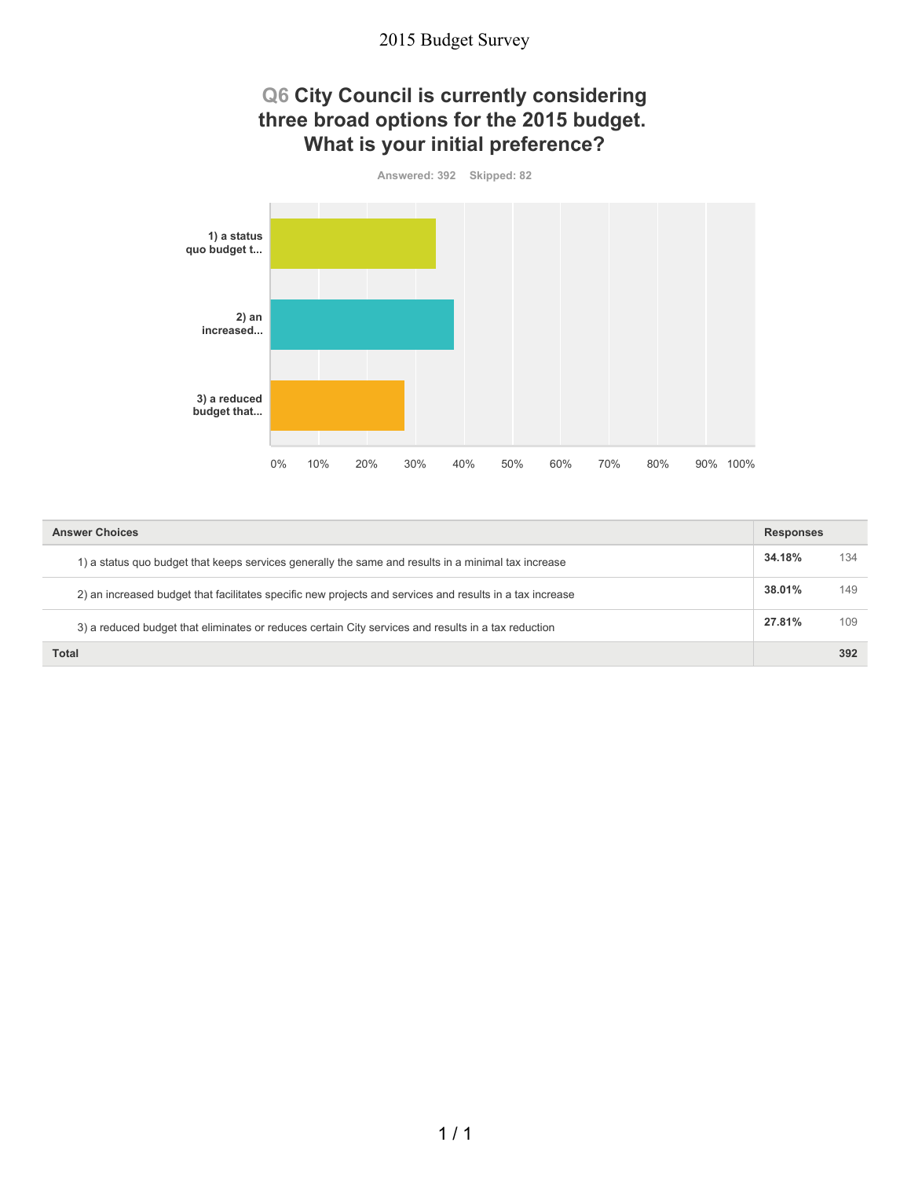## Q6 City Council is currently considering three broad options for the 2015 budget. What is your initial preference?

Answered: 392 Skipped: 82

| Answer Choices | Responses | |
|---|---|---|
| 1) a status quo budget that keeps services generally the same and results in a minimal tax increase | 34.18% | 134 |
| 2) an increased budget that facilitates specific new projects and services and results in a tax increase | 38.01% | 149 |
| 3) a reduced budget that eliminates or reduces certain City services and results in a tax reduction | 27.81% | 109 |
| **Total** | | **392** |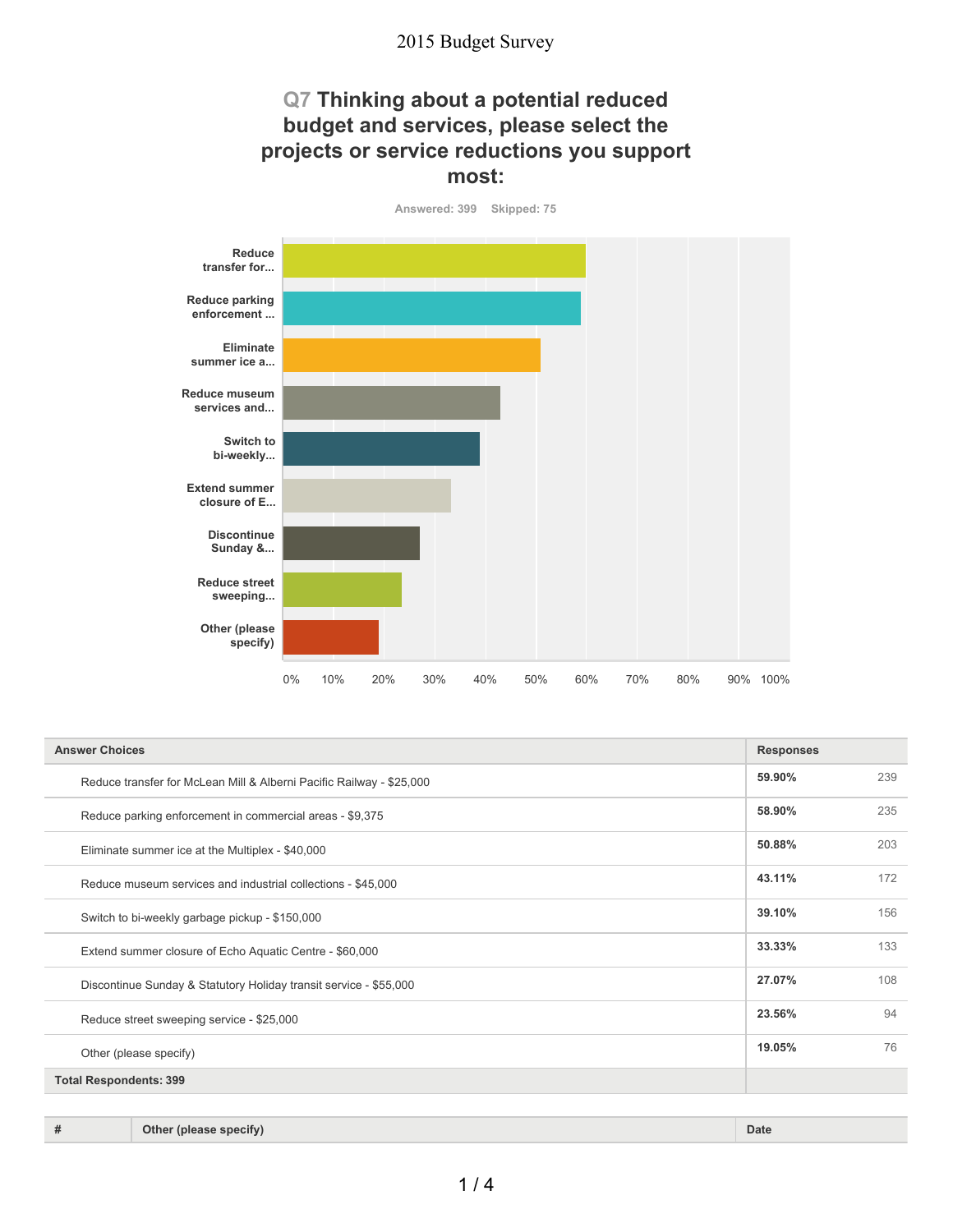## Q7 Thinking about a potential reduced budget and services, please select the projects or service reductions you support most:

Answered: 399 Skipped: 75

| Answer Choices | Responses | |
|---|---|---|
| Reduce transfer for McLean Mill & Alberni Pacific Railway - $25,000 | 59.90% | 239 |
| Reduce parking enforcement in commercial areas - $9,375 | 58.90% | 235 |
| Eliminate summer ice at the Multiplex - $40,000 | 50.88% | 203 |
| Reduce museum services and industrial collections - $45,000 | 43.11% | 172 |
| Switch to bi-weekly garbage pickup - $150,000 | 39.10% | 156 |
| Extend summer closure of Echo Aquatic Centre - $60,000 | 33.33% | 133 |
| Discontinue Sunday & Statutory Holiday transit service - $55,000 | 27.07% | 108 |
| Reduce street sweeping service - $25,000 | 23.56% | 94 |
| Other (please specify) | 19.05% | 76 |
| **Total Respondents: 399** | | |

| # | Other (please specify) | Date |
|---|---|---|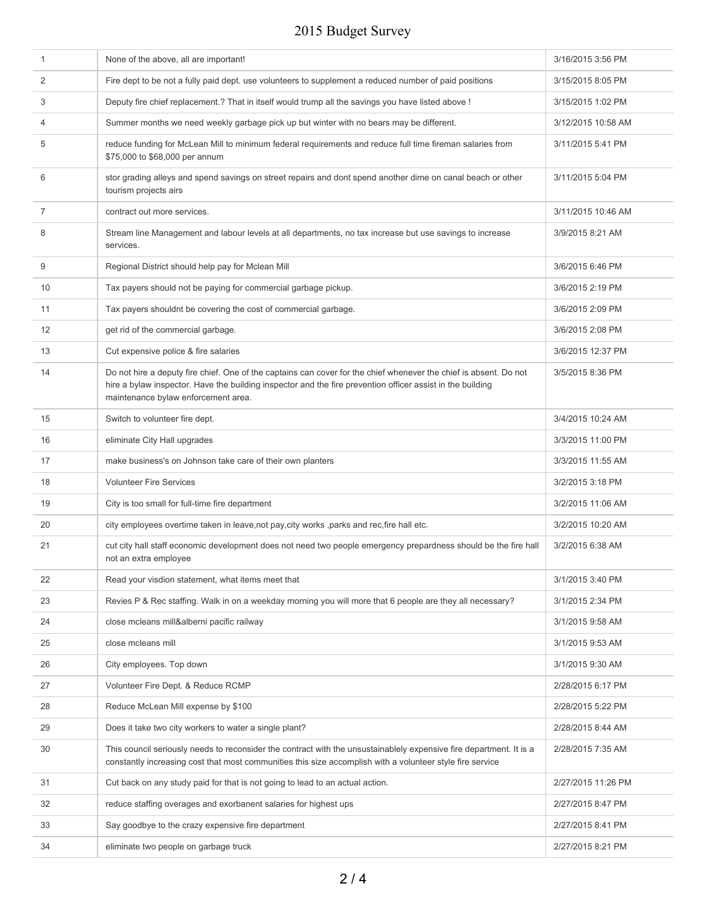# 2015 Budget Survey

| # | Response | Date |
|---|---|---|
| 1 | None of the above, all are important! | 3/16/2015 3:56 PM |
| 2 | Fire dept to be not a fully paid dept. use volunteers to supplement a reduced number of paid positions | 3/15/2015 8:05 PM |
| 3 | Deputy fire chief replacement.? That in itself would trump all the savings you have listed above ! | 3/15/2015 1:02 PM |
| 4 | Summer months we need weekly garbage pick up but winter with no bears may be different. | 3/12/2015 10:58 AM |
| 5 | reduce funding for McLean Mill to minimum federal requirements and reduce full time fireman salaries from $75,000 to $68,000 per annum | 3/11/2015 5:41 PM |
| 6 | stor grading alleys and spend savings on street repairs and dont spend another dime on canal beach or other tourism projects airs | 3/11/2015 5:04 PM |
| 7 | contract out more services. | 3/11/2015 10:46 AM |
| 8 | Stream line Management and labour levels at all departments, no tax increase but use savings to increase services. | 3/9/2015 8:21 AM |
| 9 | Regional District should help pay for Mclean Mill | 3/6/2015 6:46 PM |
| 10 | Tax payers should not be paying for commercial garbage pickup. | 3/6/2015 2:19 PM |
| 11 | Tax payers shouldnt be covering the cost of commercial garbage. | 3/6/2015 2:09 PM |
| 12 | get rid of the commercial garbage. | 3/6/2015 2:08 PM |
| 13 | Cut expensive police & fire salaries | 3/6/2015 12:37 PM |
| 14 | Do not hire a deputy fire chief. One of the captains can cover for the chief whenever the chief is absent. Do not hire a bylaw inspector. Have the building inspector and the fire prevention officer assist in the building maintenance bylaw enforcement area. | 3/5/2015 8:36 PM |
| 15 | Switch to volunteer fire dept. | 3/4/2015 10:24 AM |
| 16 | eliminate City Hall upgrades | 3/3/2015 11:00 PM |
| 17 | make business's on Johnson take care of their own planters | 3/3/2015 11:55 AM |
| 18 | Volunteer Fire Services | 3/2/2015 3:18 PM |
| 19 | City is too small for full-time fire department | 3/2/2015 11:06 AM |
| 20 | city employees overtime taken in leave,not pay,city works ,parks and rec,fire hall etc. | 3/2/2015 10:20 AM |
| 21 | cut city hall staff economic development does not need two people emergency prepardness should be the fire hall not an extra employee | 3/2/2015 6:38 AM |
| 22 | Read your visdion statement, what items meet that | 3/1/2015 3:40 PM |
| 23 | Revies P & Rec staffing. Walk in on a weekday morning you will more that 6 people are they all necessary? | 3/1/2015 2:34 PM |
| 24 | close mcleans mill&alberni pacific railway | 3/1/2015 9:58 AM |
| 25 | close mcleans mill | 3/1/2015 9:53 AM |
| 26 | City employees. Top down | 3/1/2015 9:30 AM |
| 27 | Volunteer Fire Dept. & Reduce RCMP | 2/28/2015 6:17 PM |
| 28 | Reduce McLean Mill expense by $100 | 2/28/2015 5:22 PM |
| 29 | Does it take two city workers to water a single plant? | 2/28/2015 8:44 AM |
| 30 | This council seriously needs to reconsider the contract with the unsustainablely expensive fire department. It is a constantly increasing cost that most communities this size accomplish with a volunteer style fire service | 2/28/2015 7:35 AM |
| 31 | Cut back on any study paid for that is not going to lead to an actual action. | 2/27/2015 11:26 PM |
| 32 | reduce staffing overages and exorbanent salaries for highest ups | 2/27/2015 8:47 PM |
| 33 | Say goodbye to the crazy expensive fire department | 2/27/2015 8:41 PM |
| 34 | eliminate two people on garbage truck | 2/27/2015 8:21 PM |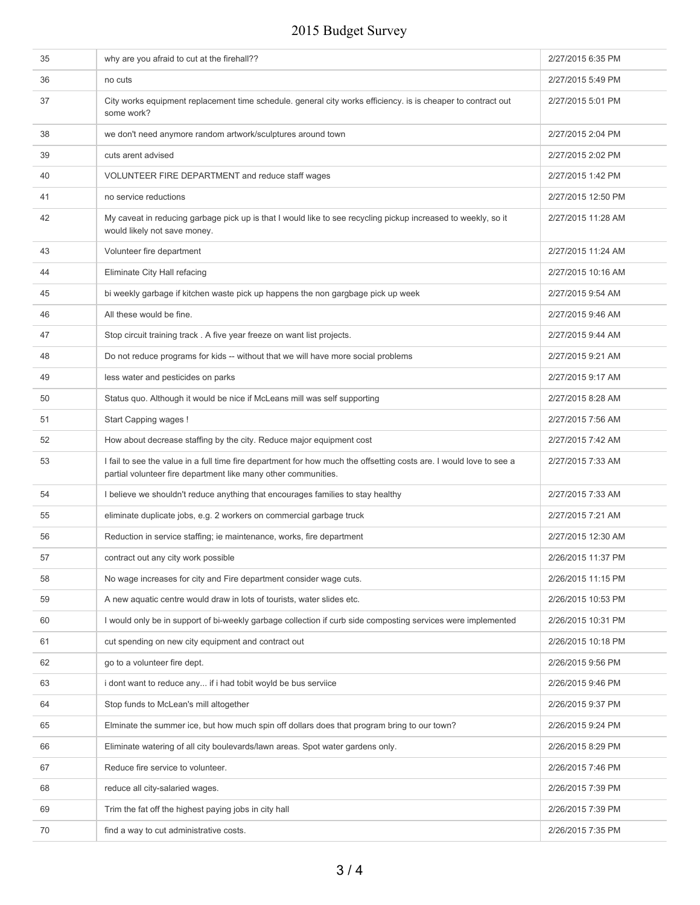| | | |
|---|---|---|
| 35 | why are you afraid to cut at the firehall?? | 2/27/2015 6:35 PM |
| 36 | no cuts | 2/27/2015 5:49 PM |
| 37 | City works equipment replacement time schedule. general city works efficiency. is is cheaper to contract out some work? | 2/27/2015 5:01 PM |
| 38 | we don't need anymore random artwork/sculptures around town | 2/27/2015 2:04 PM |
| 39 | cuts arent advised | 2/27/2015 2:02 PM |
| 40 | VOLUNTEER FIRE DEPARTMENT and reduce staff wages | 2/27/2015 1:42 PM |
| 41 | no service reductions | 2/27/2015 12:50 PM |
| 42 | My caveat in reducing garbage pick up is that I would like to see recycling pickup increased to weekly, so it would likely not save money. | 2/27/2015 11:28 AM |
| 43 | Volunteer fire department | 2/27/2015 11:24 AM |
| 44 | Eliminate City Hall refacing | 2/27/2015 10:16 AM |
| 45 | bi weekly garbage if kitchen waste pick up happens the non gargbage pick up week | 2/27/2015 9:54 AM |
| 46 | All these would be fine. | 2/27/2015 9:46 AM |
| 47 | Stop circuit training track . A five year freeze on want list projects. | 2/27/2015 9:44 AM |
| 48 | Do not reduce programs for kids -- without that we will have more social problems | 2/27/2015 9:21 AM |
| 49 | less water and pesticides on parks | 2/27/2015 9:17 AM |
| 50 | Status quo. Although it would be nice if McLeans mill was self supporting | 2/27/2015 8:28 AM |
| 51 | Start Capping wages ! | 2/27/2015 7:56 AM |
| 52 | How about decrease staffing by the city. Reduce major equipment cost | 2/27/2015 7:42 AM |
| 53 | I fail to see the value in a full time fire department for how much the offsetting costs are. I would love to see a partial volunteer fire department like many other communities. | 2/27/2015 7:33 AM |
| 54 | I believe we shouldn't reduce anything that encourages families to stay healthy | 2/27/2015 7:33 AM |
| 55 | eliminate duplicate jobs, e.g. 2 workers on commercial garbage truck | 2/27/2015 7:21 AM |
| 56 | Reduction in service staffing; ie maintenance, works, fire department | 2/27/2015 12:30 AM |
| 57 | contract out any city work possible | 2/26/2015 11:37 PM |
| 58 | No wage increases for city and Fire department consider wage cuts. | 2/26/2015 11:15 PM |
| 59 | A new aquatic centre would draw in lots of tourists, water slides etc. | 2/26/2015 10:53 PM |
| 60 | I would only be in support of bi-weekly garbage collection if curb side composting services were implemented | 2/26/2015 10:31 PM |
| 61 | cut spending on new city equipment and contract out | 2/26/2015 10:18 PM |
| 62 | go to a volunteer fire dept. | 2/26/2015 9:56 PM |
| 63 | i dont want to reduce any... if i had tobit woyld be bus serviice | 2/26/2015 9:46 PM |
| 64 | Stop funds to McLean's mill altogether | 2/26/2015 9:37 PM |
| 65 | Elminate the summer ice, but how much spin off dollars does that program bring to our town? | 2/26/2015 9:24 PM |
| 66 | Eliminate watering of all city boulevards/lawn areas. Spot water gardens only. | 2/26/2015 8:29 PM |
| 67 | Reduce fire service to volunteer. | 2/26/2015 7:46 PM |
| 68 | reduce all city-salaried wages. | 2/26/2015 7:39 PM |
| 69 | Trim the fat off the highest paying jobs in city hall | 2/26/2015 7:39 PM |
| 70 | find a way to cut administrative costs. | 2/26/2015 7:35 PM |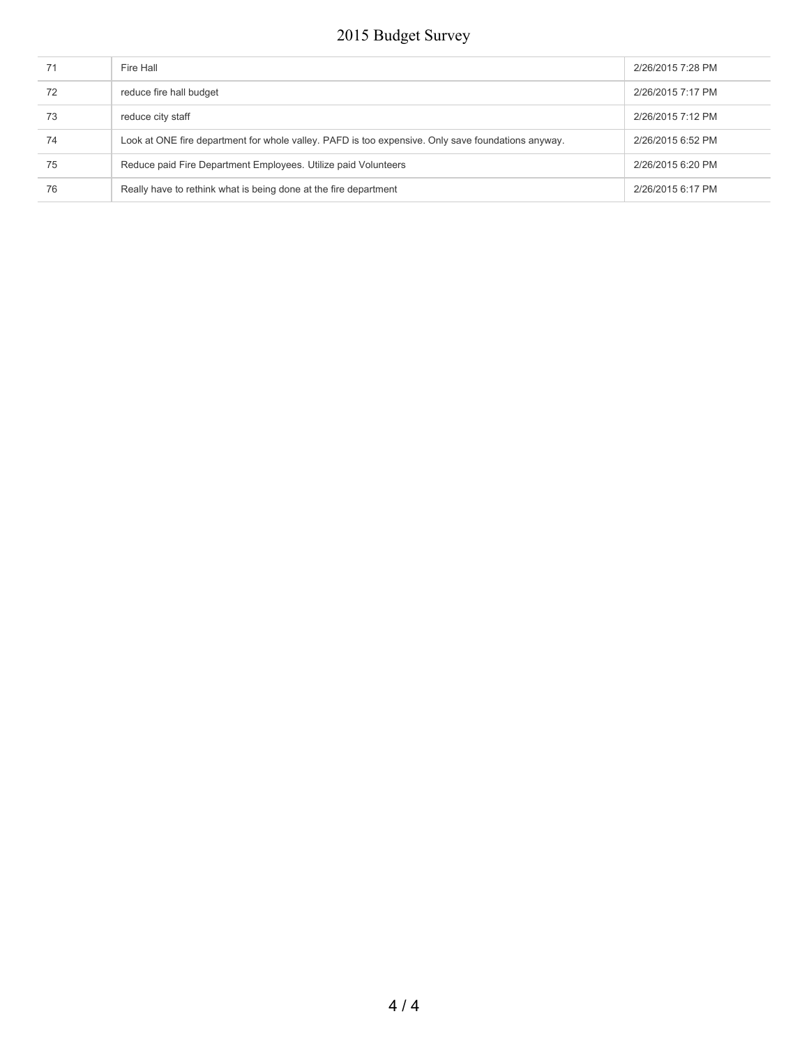| | | |
|---|---|---|
| 71 | Fire Hall | 2/26/2015 7:28 PM |
| 72 | reduce fire hall budget | 2/26/2015 7:17 PM |
| 73 | reduce city staff | 2/26/2015 7:12 PM |
| 74 | Look at ONE fire department for whole valley. PAFD is too expensive. Only save foundations anyway. | 2/26/2015 6:52 PM |
| 75 | Reduce paid Fire Department Employees. Utilize paid Volunteers | 2/26/2015 6:20 PM |
| 76 | Really have to rethink what is being done at the fire department | 2/26/2015 6:17 PM |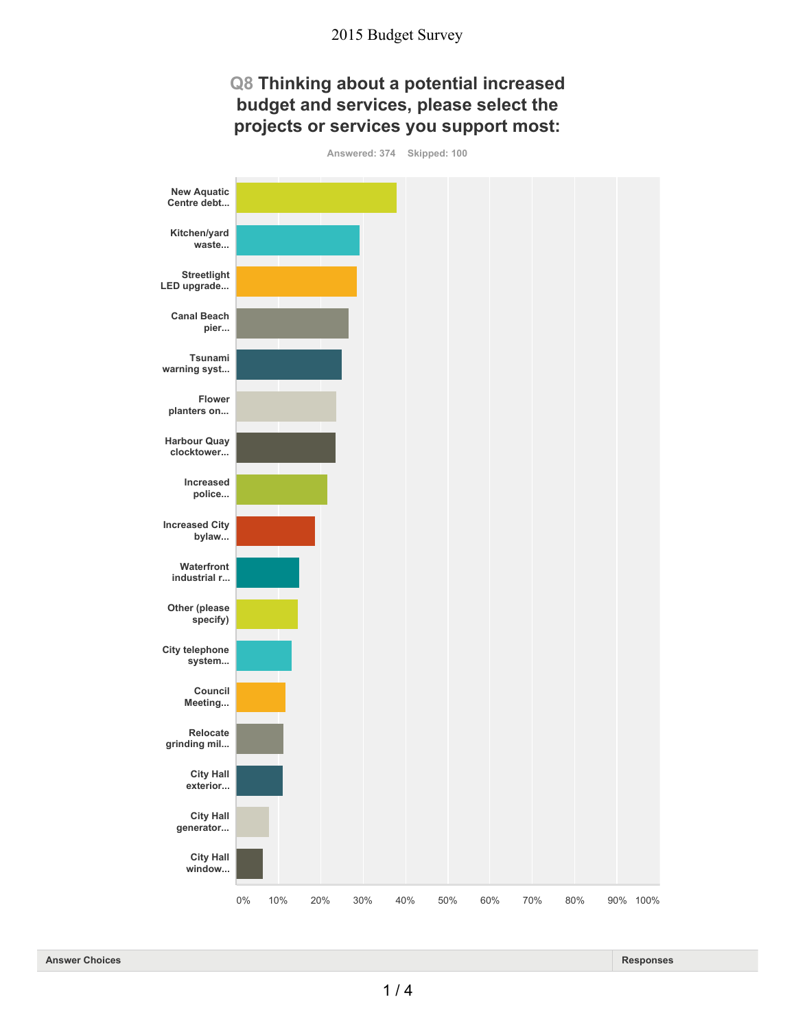## Q8 Thinking about a potential increased budget and services, please select the projects or services you support most:

Answered: 374 Skipped: 100

New Aquatic Centre debt...

Kitchen/yard waste...

Streetlight LED upgrade...

Canal Beach pier...

Tsunami warning syst...

Flower planters on...

Harbour Quay clocktower...

Increased police...

Increased City bylaw...

Waterfront industrial r...

Other (please specify)

City telephone system...

Council Meeting...

Relocate grinding mil...

City Hall exterior...

City Hall generator...

City Hall window...

0% 10% 20% 30% 40% 50% 60% 70% 80% 90% 100%

| Answer Choices | Responses |
| --- | --- |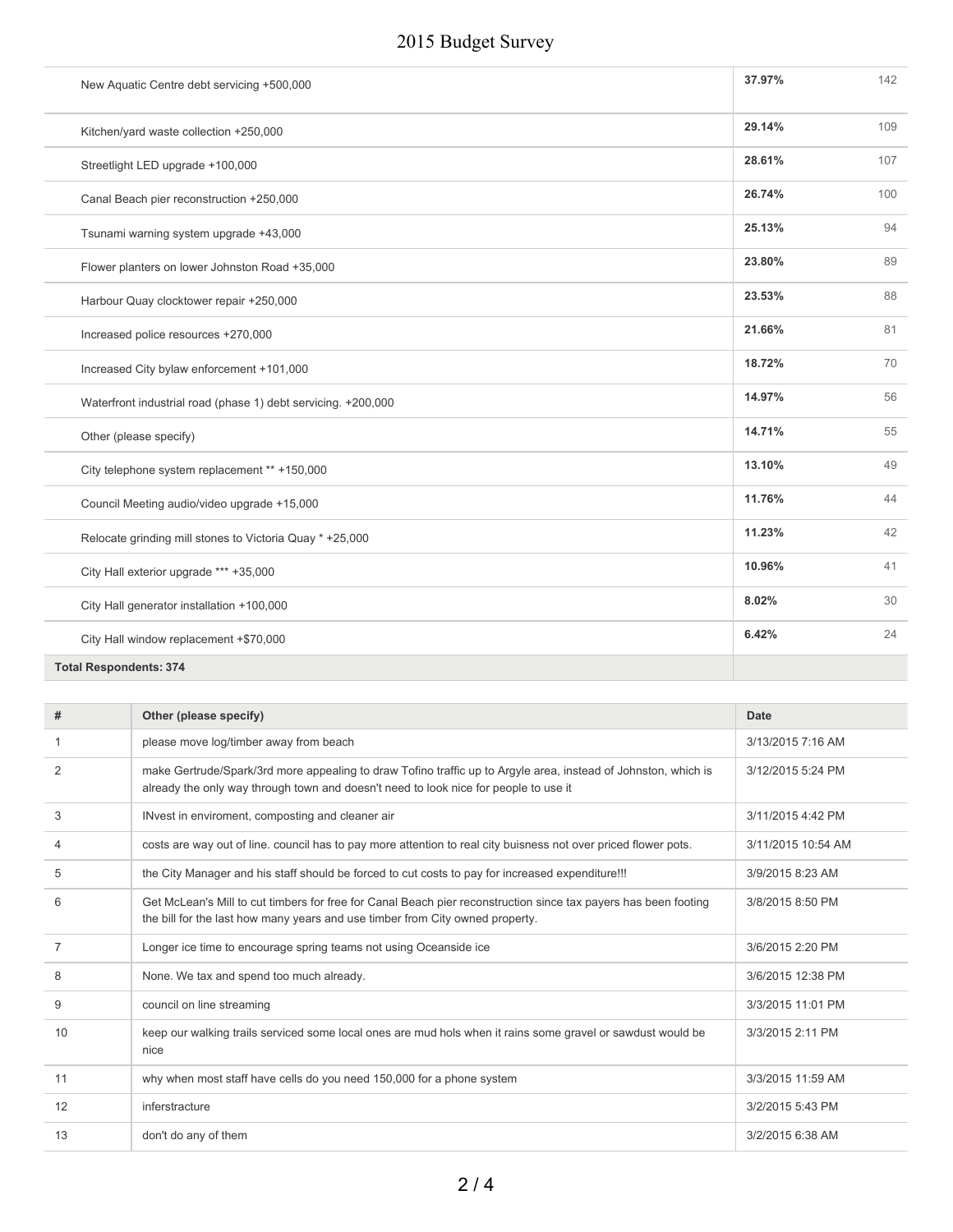| | | |
|---|---|---|
| New Aquatic Centre debt servicing +500,000 | **37.97%** | 142 |
| Kitchen/yard waste collection +250,000 | **29.14%** | 109 |
| Streetlight LED upgrade +100,000 | **28.61%** | 107 |
| Canal Beach pier reconstruction +250,000 | **26.74%** | 100 |
| Tsunami warning system upgrade +43,000 | **25.13%** | 94 |
| Flower planters on lower Johnston Road +35,000 | **23.80%** | 89 |
| Harbour Quay clocktower repair +250,000 | **23.53%** | 88 |
| Increased police resources +270,000 | **21.66%** | 81 |
| Increased City bylaw enforcement +101,000 | **18.72%** | 70 |
| Waterfront industrial road (phase 1) debt servicing. +200,000 | **14.97%** | 56 |
| Other (please specify) | **14.71%** | 55 |
| City telephone system replacement ** +150,000 | **13.10%** | 49 |
| Council Meeting audio/video upgrade +15,000 | **11.76%** | 44 |
| Relocate grinding mill stones to Victoria Quay * +25,000 | **11.23%** | 42 |
| City Hall exterior upgrade *** +35,000 | **10.96%** | 41 |
| City Hall generator installation +100,000 | **8.02%** | 30 |
| City Hall window replacement +$70,000 | **6.42%** | 24 |
| **Total Respondents: 374** | | |

| # | Other (please specify) | Date |
|---|---|---|
| 1 | please move log/timber away from beach | 3/13/2015 7:16 AM |
| 2 | make Gertrude/Spark/3rd more appealing to draw Tofino traffic up to Argyle area, instead of Johnston, which is already the only way through town and doesn't need to look nice for people to use it | 3/12/2015 5:24 PM |
| 3 | INvest in enviroment, composting and cleaner air | 3/11/2015 4:42 PM |
| 4 | costs are way out of line. council has to pay more attention to real city buisness not over priced flower pots. | 3/11/2015 10:54 AM |
| 5 | the City Manager and his staff should be forced to cut costs to pay for increased expenditure!!! | 3/9/2015 8:23 AM |
| 6 | Get McLean's Mill to cut timbers for free for Canal Beach pier reconstruction since tax payers has been footing the bill for the last how many years and use timber from City owned property. | 3/8/2015 8:50 PM |
| 7 | Longer ice time to encourage spring teams not using Oceanside ice | 3/6/2015 2:20 PM |
| 8 | None. We tax and spend too much already. | 3/6/2015 12:38 PM |
| 9 | council on line streaming | 3/3/2015 11:01 PM |
| 10 | keep our walking trails serviced some local ones are mud hols when it rains some gravel or sawdust would be nice | 3/3/2015 2:11 PM |
| 11 | why when most staff have cells do you need 150,000 for a phone system | 3/3/2015 11:59 AM |
| 12 | inferstracture | 3/2/2015 5:43 PM |
| 13 | don't do any of them | 3/2/2015 6:38 AM |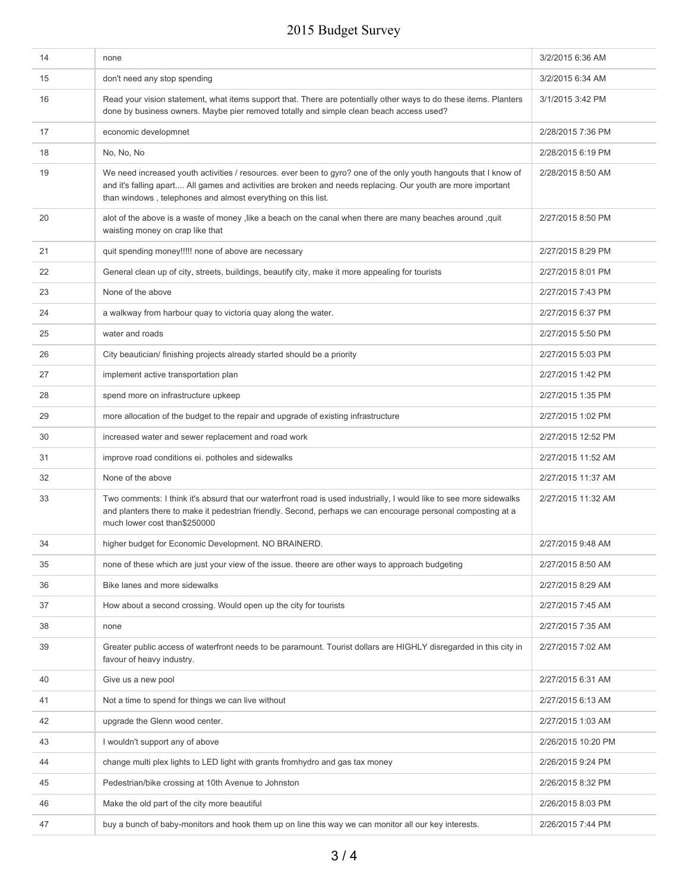| | | |
|---|---|---|
| 14 | none | 3/2/2015 6:36 AM |
| 15 | don't need any stop spending | 3/2/2015 6:34 AM |
| 16 | Read your vision statement, what items support that. There are potentially other ways to do these items. Planters done by business owners. Maybe pier removed totally and simple clean beach access used? | 3/1/2015 3:42 PM |
| 17 | economic developmnet | 2/28/2015 7:36 PM |
| 18 | No, No, No | 2/28/2015 6:19 PM |
| 19 | We need increased youth activities / resources. ever been to gyro? one of the only youth hangouts that I know of and it's falling apart.... All games and activities are broken and needs replacing. Our youth are more important than windows , telephones and almost everything on this list. | 2/28/2015 8:50 AM |
| 20 | alot of the above is a waste of money ,like a beach on the canal when there are many beaches around ,quit waisting money on crap like that | 2/27/2015 8:50 PM |
| 21 | quit spending money!!!!! none of above are necessary | 2/27/2015 8:29 PM |
| 22 | General clean up of city, streets, buildings, beautify city, make it more appealing for tourists | 2/27/2015 8:01 PM |
| 23 | None of the above | 2/27/2015 7:43 PM |
| 24 | a walkway from harbour quay to victoria quay along the water. | 2/27/2015 6:37 PM |
| 25 | water and roads | 2/27/2015 5:50 PM |
| 26 | City beautician/ finishing projects already started should be a priority | 2/27/2015 5:03 PM |
| 27 | implement active transportation plan | 2/27/2015 1:42 PM |
| 28 | spend more on infrastructure upkeep | 2/27/2015 1:35 PM |
| 29 | more allocation of the budget to the repair and upgrade of existing infrastructure | 2/27/2015 1:02 PM |
| 30 | increased water and sewer replacement and road work | 2/27/2015 12:52 PM |
| 31 | improve road conditions ei. potholes and sidewalks | 2/27/2015 11:52 AM |
| 32 | None of the above | 2/27/2015 11:37 AM |
| 33 | Two comments: I think it's absurd that our waterfront road is used industrially, I would like to see more sidewalks and planters there to make it pedestrian friendly. Second, perhaps we can encourage personal composting at a much lower cost than$250000 | 2/27/2015 11:32 AM |
| 34 | higher budget for Economic Development. NO BRAINERD. | 2/27/2015 9:48 AM |
| 35 | none of these which are just your view of the issue. theere are other ways to approach budgeting | 2/27/2015 8:50 AM |
| 36 | Bike lanes and more sidewalks | 2/27/2015 8:29 AM |
| 37 | How about a second crossing. Would open up the city for tourists | 2/27/2015 7:45 AM |
| 38 | none | 2/27/2015 7:35 AM |
| 39 | Greater public access of waterfront needs to be paramount. Tourist dollars are HIGHLY disregarded in this city in favour of heavy industry. | 2/27/2015 7:02 AM |
| 40 | Give us a new pool | 2/27/2015 6:31 AM |
| 41 | Not a time to spend for things we can live without | 2/27/2015 6:13 AM |
| 42 | upgrade the Glenn wood center. | 2/27/2015 1:03 AM |
| 43 | I wouldn't support any of above | 2/26/2015 10:20 PM |
| 44 | change multi plex lights to LED light with grants fromhydro and gas tax money | 2/26/2015 9:24 PM |
| 45 | Pedestrian/bike crossing at 10th Avenue to Johnston | 2/26/2015 8:32 PM |
| 46 | Make the old part of the city more beautiful | 2/26/2015 8:03 PM |
| 47 | buy a bunch of baby-monitors and hook them up on line this way we can monitor all our key interests. | 2/26/2015 7:44 PM |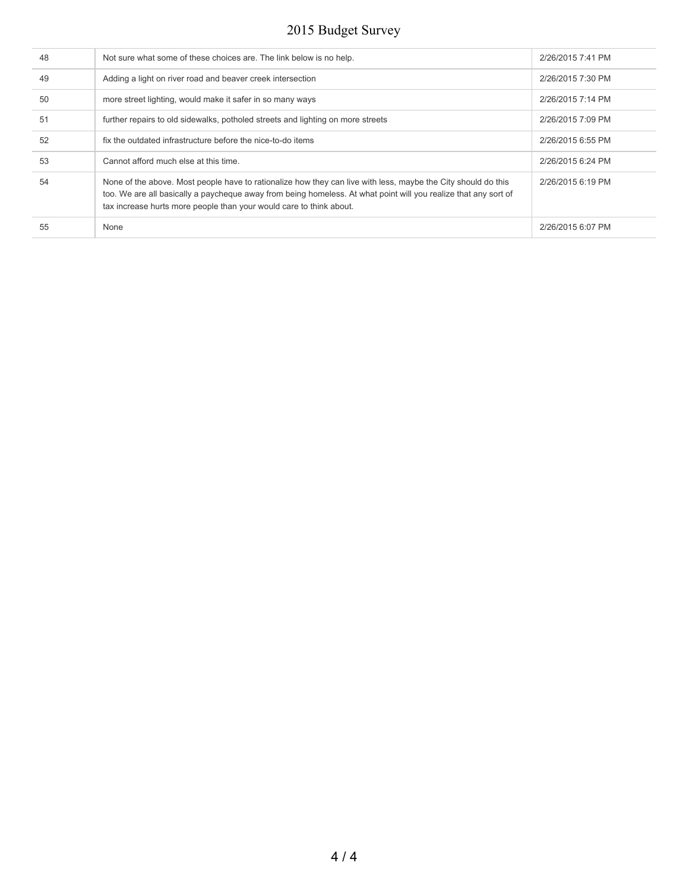| | | |
|---|---|---|
| 48 | Not sure what some of these choices are. The link below is no help. | 2/26/2015 7:41 PM |
| 49 | Adding a light on river road and beaver creek intersection | 2/26/2015 7:30 PM |
| 50 | more street lighting, would make it safer in so many ways | 2/26/2015 7:14 PM |
| 51 | further repairs to old sidewalks, potholed streets and lighting on more streets | 2/26/2015 7:09 PM |
| 52 | fix the outdated infrastructure before the nice-to-do items | 2/26/2015 6:55 PM |
| 53 | Cannot afford much else at this time. | 2/26/2015 6:24 PM |
| 54 | None of the above. Most people have to rationalize how they can live with less, maybe the City should do this too. We are all basically a paycheque away from being homeless. At what point will you realize that any sort of tax increase hurts more people than your would care to think about. | 2/26/2015 6:19 PM |
| 55 | None | 2/26/2015 6:07 PM |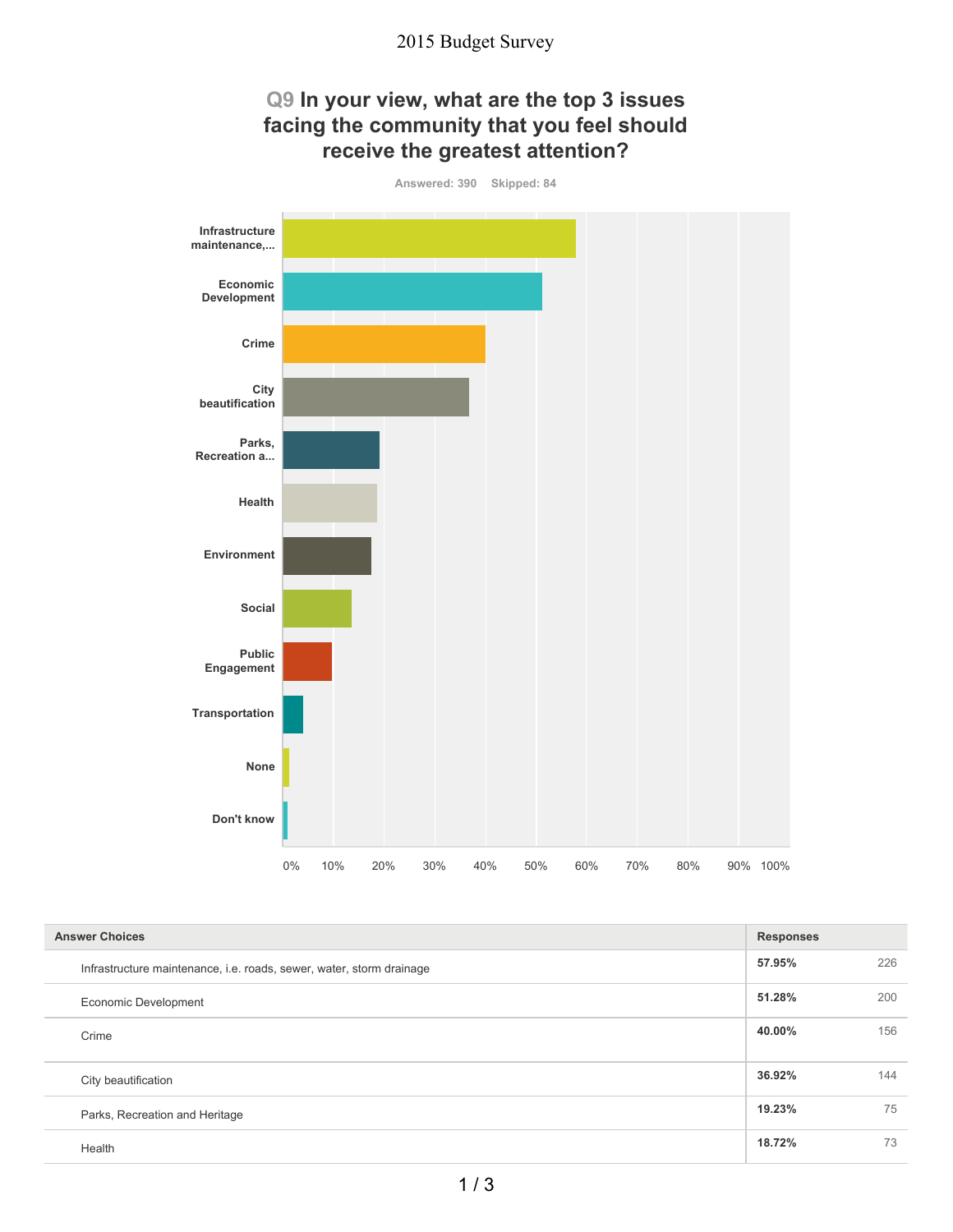2015 Budget Survey

## Q9 In your view, what are the top 3 issues facing the community that you feel should receive the greatest attention?

Answered: 390 Skipped: 84

| Answer Choices | Responses | |
|---|---|---|
| Infrastructure maintenance, i.e. roads, sewer, water, storm drainage | 57.95% | 226 |
| Economic Development | 51.28% | 200 |
| Crime | 40.00% | 156 |
| City beautification | 36.92% | 144 |
| Parks, Recreation and Heritage | 19.23% | 75 |
| Health | 18.72% | 73 |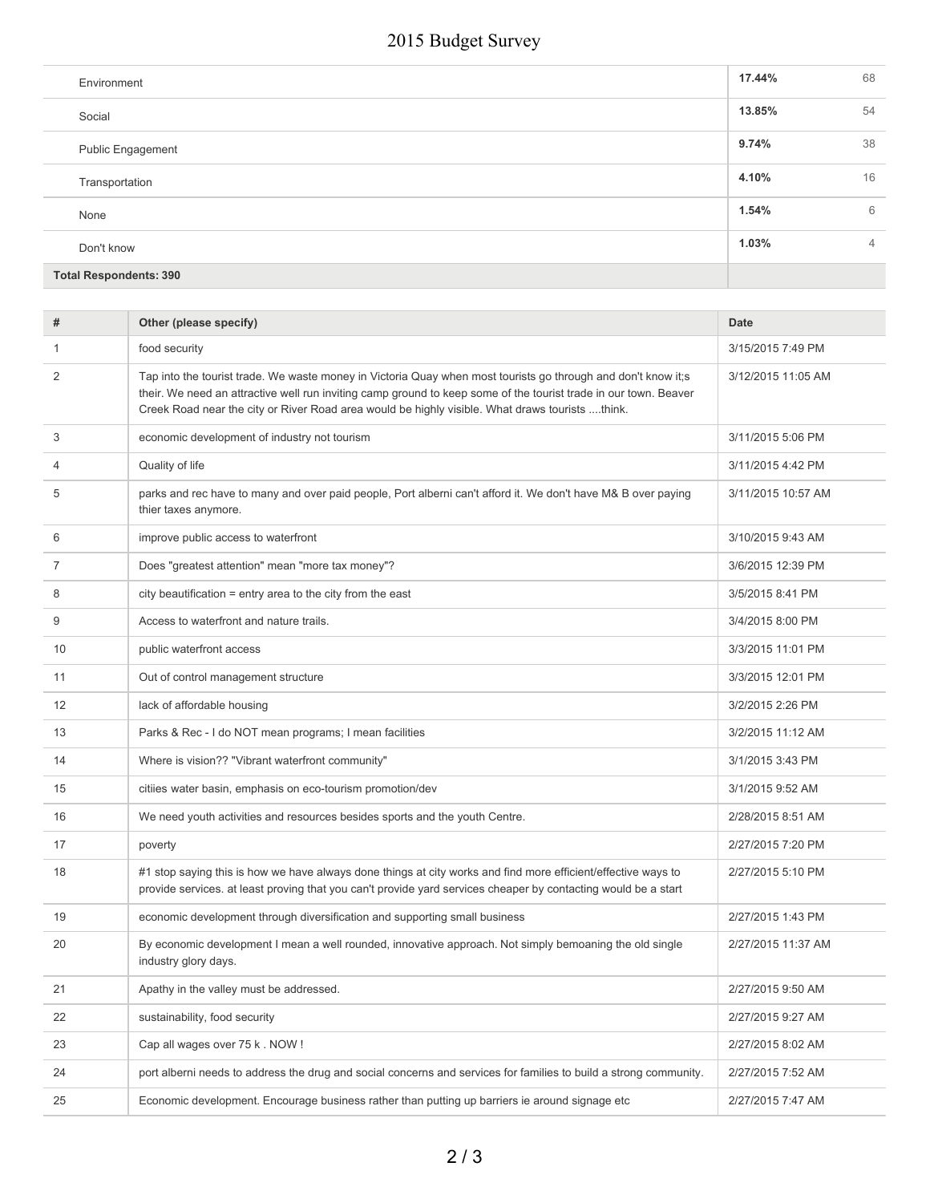| | | |
|---|---|---|
| Environment | **17.44%** | 68 |
| Social | **13.85%** | 54 |
| Public Engagement | **9.74%** | 38 |
| Transportation | **4.10%** | 16 |
| None | **1.54%** | 6 |
| Don't know | **1.03%** | 4 |
| **Total Respondents: 390** | | |

| # | Other (please specify) | Date |
|---|---|---|
| 1 | food security | 3/15/2015 7:49 PM |
| 2 | Tap into the tourist trade. We waste money in Victoria Quay when most tourists go through and don't know it;s their. We need an attractive well run inviting camp ground to keep some of the tourist trade in our town. Beaver Creek Road near the city or River Road area would be highly visible. What draws tourists ....think. | 3/12/2015 11:05 AM |
| 3 | economic development of industry not tourism | 3/11/2015 5:06 PM |
| 4 | Quality of life | 3/11/2015 4:42 PM |
| 5 | parks and rec have to many and over paid people, Port alberni can't afford it. We don't have M& B over paying thier taxes anymore. | 3/11/2015 10:57 AM |
| 6 | improve public access to waterfront | 3/10/2015 9:43 AM |
| 7 | Does "greatest attention" mean "more tax money"? | 3/6/2015 12:39 PM |
| 8 | city beautification = entry area to the city from the east | 3/5/2015 8:41 PM |
| 9 | Access to waterfront and nature trails. | 3/4/2015 8:00 PM |
| 10 | public waterfront access | 3/3/2015 11:01 PM |
| 11 | Out of control management structure | 3/3/2015 12:01 PM |
| 12 | lack of affordable housing | 3/2/2015 2:26 PM |
| 13 | Parks & Rec - I do NOT mean programs; I mean facilities | 3/2/2015 11:12 AM |
| 14 | Where is vision?? "Vibrant waterfront community" | 3/1/2015 3:43 PM |
| 15 | citiies water basin, emphasis on eco-tourism promotion/dev | 3/1/2015 9:52 AM |
| 16 | We need youth activities and resources besides sports and the youth Centre. | 2/28/2015 8:51 AM |
| 17 | poverty | 2/27/2015 7:20 PM |
| 18 | #1 stop saying this is how we have always done things at city works and find more efficient/effective ways to provide services. at least proving that you can't provide yard services cheaper by contacting would be a start | 2/27/2015 5:10 PM |
| 19 | economic development through diversification and supporting small business | 2/27/2015 1:43 PM |
| 20 | By economic development I mean a well rounded, innovative approach. Not simply bemoaning the old single industry glory days. | 2/27/2015 11:37 AM |
| 21 | Apathy in the valley must be addressed. | 2/27/2015 9:50 AM |
| 22 | sustainability, food security | 2/27/2015 9:27 AM |
| 23 | Cap all wages over 75 k . NOW ! | 2/27/2015 8:02 AM |
| 24 | port alberni needs to address the drug and social concerns and services for families to build a strong community. | 2/27/2015 7:52 AM |
| 25 | Economic development. Encourage business rather than putting up barriers ie around signage etc | 2/27/2015 7:47 AM |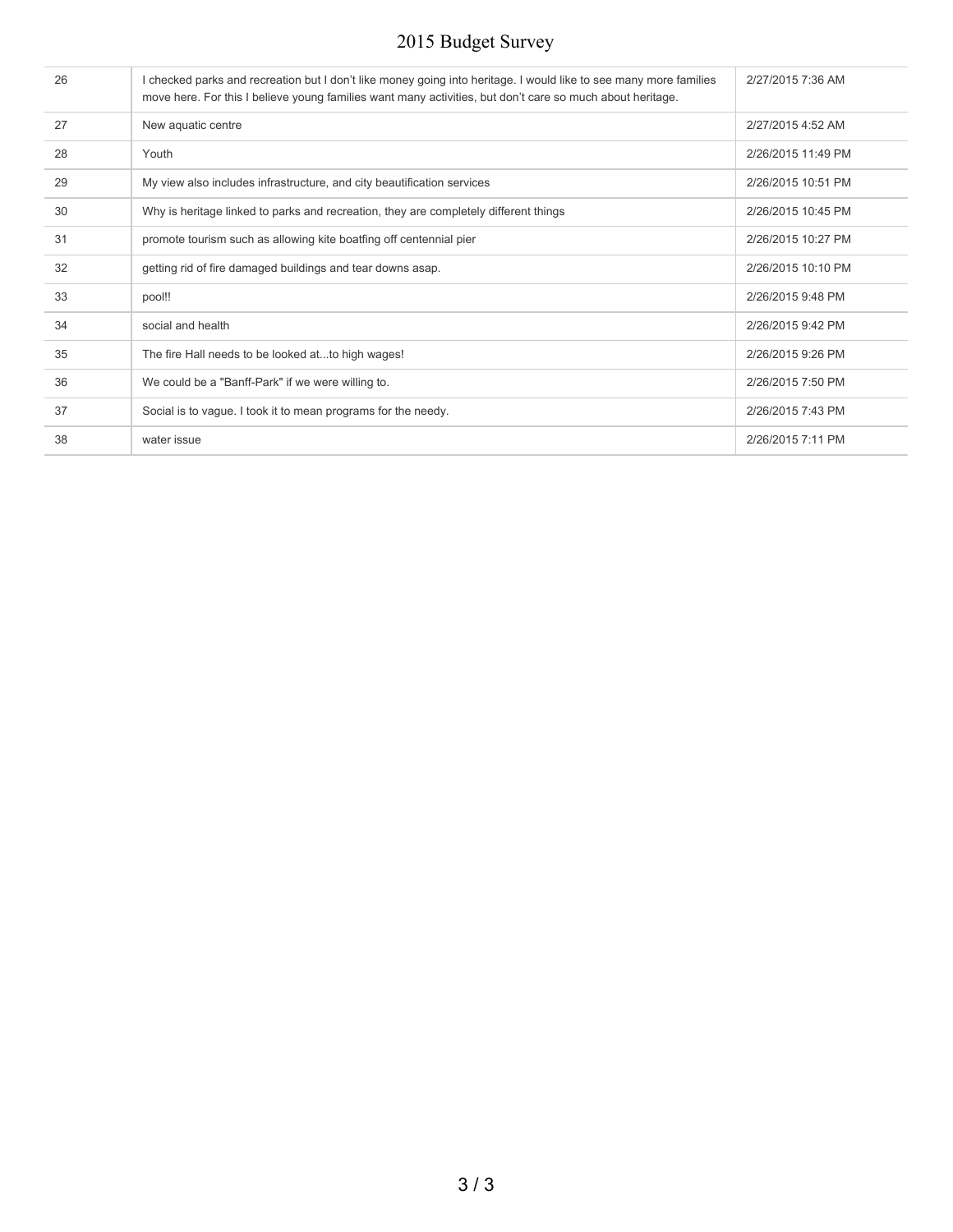| | | |
|---|---|---|
| 26 | I checked parks and recreation but I don't like money going into heritage. I would like to see many more families move here. For this I believe young families want many activities, but don't care so much about heritage. | 2/27/2015 7:36 AM |
| 27 | New aquatic centre | 2/27/2015 4:52 AM |
| 28 | Youth | 2/26/2015 11:49 PM |
| 29 | My view also includes infrastructure, and city beautification services | 2/26/2015 10:51 PM |
| 30 | Why is heritage linked to parks and recreation, they are completely different things | 2/26/2015 10:45 PM |
| 31 | promote tourism such as allowing kite boatfing off centennial pier | 2/26/2015 10:27 PM |
| 32 | getting rid of fire damaged buildings and tear downs asap. | 2/26/2015 10:10 PM |
| 33 | pool!! | 2/26/2015 9:48 PM |
| 34 | social and health | 2/26/2015 9:42 PM |
| 35 | The fire Hall needs to be looked at...to high wages! | 2/26/2015 9:26 PM |
| 36 | We could be a "Banff-Park" if we were willing to. | 2/26/2015 7:50 PM |
| 37 | Social is to vague. I took it to mean programs for the needy. | 2/26/2015 7:43 PM |
| 38 | water issue | 2/26/2015 7:11 PM |